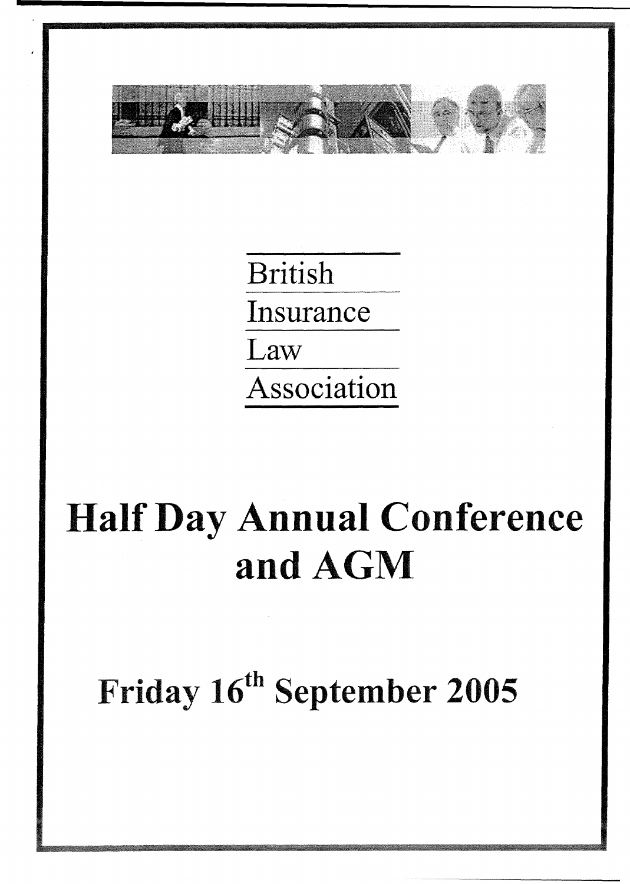British
Insurance
Law
Association

# Half Day Annual Conference and AGM

## Friday 16th September 2005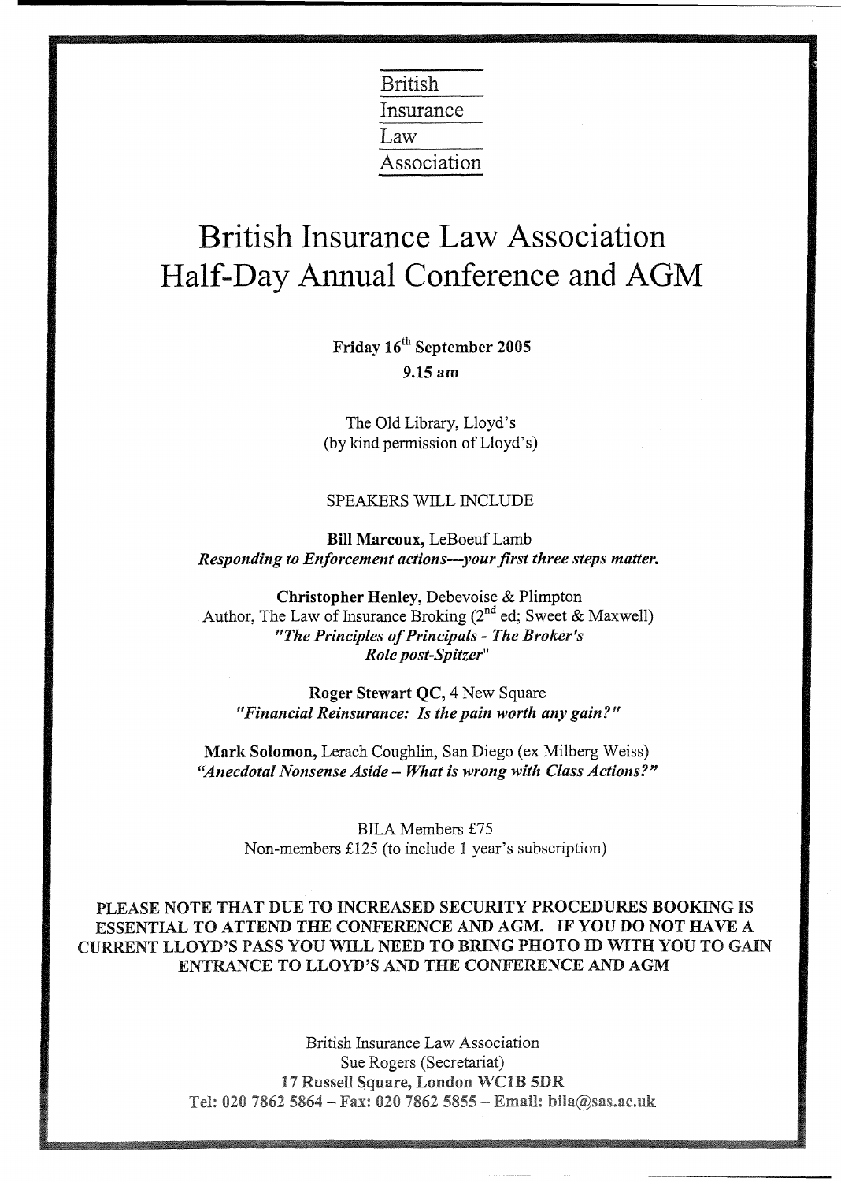British
Insurance
Law
Association

# British Insurance Law Association Half-Day Annual Conference and AGM

**Friday 16th September 2005**
**9.15 am**

The Old Library, Lloyd's
(by kind permission of Lloyd's)

SPEAKERS WILL INCLUDE

**Bill Marcoux,** LeBoeuf Lamb
***Responding to Enforcement actions---your first three steps matter.***

**Christopher Henley,** Debevoise & Plimpton
Author, The Law of Insurance Broking (2nd ed; Sweet & Maxwell)
***"The Principles of Principals - The Broker's Role post-Spitzer"***

**Roger Stewart QC,** 4 New Square
***"Financial Reinsurance: Is the pain worth any gain?"***

**Mark Solomon,** Lerach Coughlin, San Diego (ex Milberg Weiss)
***"Anecdotal Nonsense Aside – What is wrong with Class Actions?"***

BILA Members £75
Non-members £125 (to include 1 year's subscription)

**PLEASE NOTE THAT DUE TO INCREASED SECURITY PROCEDURES BOOKING IS ESSENTIAL TO ATTEND THE CONFERENCE AND AGM. IF YOU DO NOT HAVE A CURRENT LLOYD'S PASS YOU WILL NEED TO BRING PHOTO ID WITH YOU TO GAIN ENTRANCE TO LLOYD'S AND THE CONFERENCE AND AGM**

British Insurance Law Association
Sue Rogers (Secretariat)
**17 Russell Square, London WC1B 5DR**
Tel: 020 7862 5864 – Fax: 020 7862 5855 – Email: bila@sas.ac.uk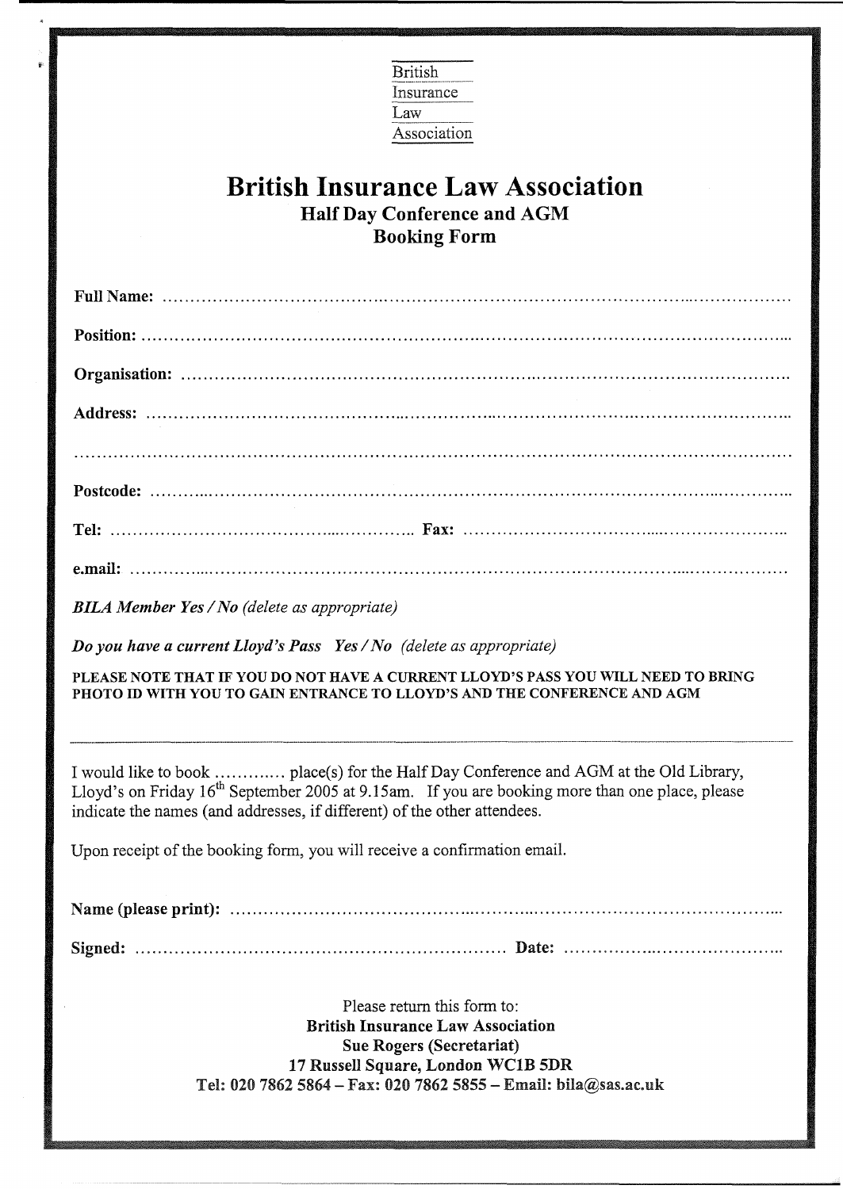British
Insurance
Law
Association

# British Insurance Law Association

## Half Day Conference and AGM

## Booking Form

**Full Name:** ……………………………………………………………………………………………………

**Position:** ……………………………………………………………………………………………………

**Organisation:** ………………………………………………………………………………………………

**Address:** ……………………………………………………………………………………………………

…………………………………………………………………………………………………………………

**Postcode:** ……………………………………………………………………………………………………

**Tel:** ……………………………………… **Fax:** ………………………………………………

**e.mail:** ………………………………………………………………………………………………………

*BILA Member Yes / No (delete as appropriate)*

***Do you have a current Lloyd's Pass*** *Yes / No (delete as appropriate)*

**PLEASE NOTE THAT IF YOU DO NOT HAVE A CURRENT LLOYD'S PASS YOU WILL NEED TO BRING PHOTO ID WITH YOU TO GAIN ENTRANCE TO LLOYD'S AND THE CONFERENCE AND AGM**

---

I would like to book ………… place(s) for the Half Day Conference and AGM at the Old Library, Lloyd's on Friday 16th September 2005 at 9.15am. If you are booking more than one place, please indicate the names (and addresses, if different) of the other attendees.

Upon receipt of the booking form, you will receive a confirmation email.

**Name (please print):** ………………………………………………………………………………………

**Signed:** ……………………………………………………… **Date:** ……………………………………

Please return this form to:
**British Insurance Law Association**
**Sue Rogers (Secretariat)**
**17 Russell Square, London WC1B 5DR**
**Tel: 020 7862 5864 – Fax: 020 7862 5855 – Email: bila@sas.ac.uk**